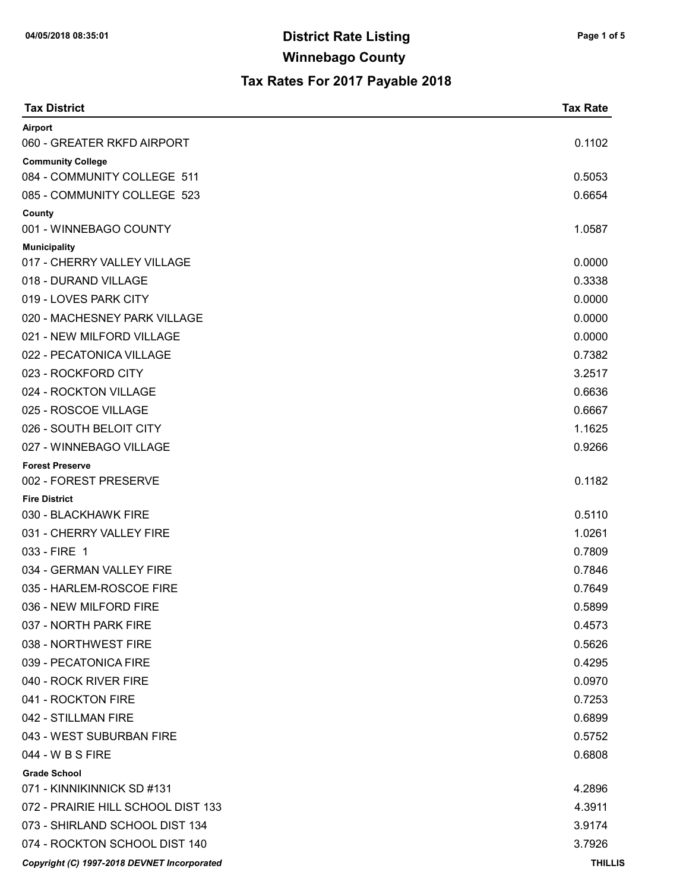# District Rate Listing

## Winnebago County

### Tax Rates For 2017 Payable 2018

| Tax District | Tax Rate |
|---|---|
| **Airport** | |
| 060 - GREATER RKFD AIRPORT | 0.1102 |
| **Community College** | |
| 084 - COMMUNITY COLLEGE 511 | 0.5053 |
| 085 - COMMUNITY COLLEGE 523 | 0.6654 |
| **County** | |
| 001 - WINNEBAGO COUNTY | 1.0587 |
| **Municipality** | |
| 017 - CHERRY VALLEY VILLAGE | 0.0000 |
| 018 - DURAND VILLAGE | 0.3338 |
| 019 - LOVES PARK CITY | 0.0000 |
| 020 - MACHESNEY PARK VILLAGE | 0.0000 |
| 021 - NEW MILFORD VILLAGE | 0.0000 |
| 022 - PECATONICA VILLAGE | 0.7382 |
| 023 - ROCKFORD CITY | 3.2517 |
| 024 - ROCKTON VILLAGE | 0.6636 |
| 025 - ROSCOE VILLAGE | 0.6667 |
| 026 - SOUTH BELOIT CITY | 1.1625 |
| 027 - WINNEBAGO VILLAGE | 0.9266 |
| **Forest Preserve** | |
| 002 - FOREST PRESERVE | 0.1182 |
| **Fire District** | |
| 030 - BLACKHAWK FIRE | 0.5110 |
| 031 - CHERRY VALLEY FIRE | 1.0261 |
| 033 - FIRE 1 | 0.7809 |
| 034 - GERMAN VALLEY FIRE | 0.7846 |
| 035 - HARLEM-ROSCOE FIRE | 0.7649 |
| 036 - NEW MILFORD FIRE | 0.5899 |
| 037 - NORTH PARK FIRE | 0.4573 |
| 038 - NORTHWEST FIRE | 0.5626 |
| 039 - PECATONICA FIRE | 0.4295 |
| 040 - ROCK RIVER FIRE | 0.0970 |
| 041 - ROCKTON FIRE | 0.7253 |
| 042 - STILLMAN FIRE | 0.6899 |
| 043 - WEST SUBURBAN FIRE | 0.5752 |
| 044 - W B S FIRE | 0.6808 |
| **Grade School** | |
| 071 - KINNIKINNICK SD #131 | 4.2896 |
| 072 - PRAIRIE HILL SCHOOL DIST 133 | 4.3911 |
| 073 - SHIRLAND SCHOOL DIST 134 | 3.9174 |
| 074 - ROCKTON SCHOOL DIST 140 | 3.7926 |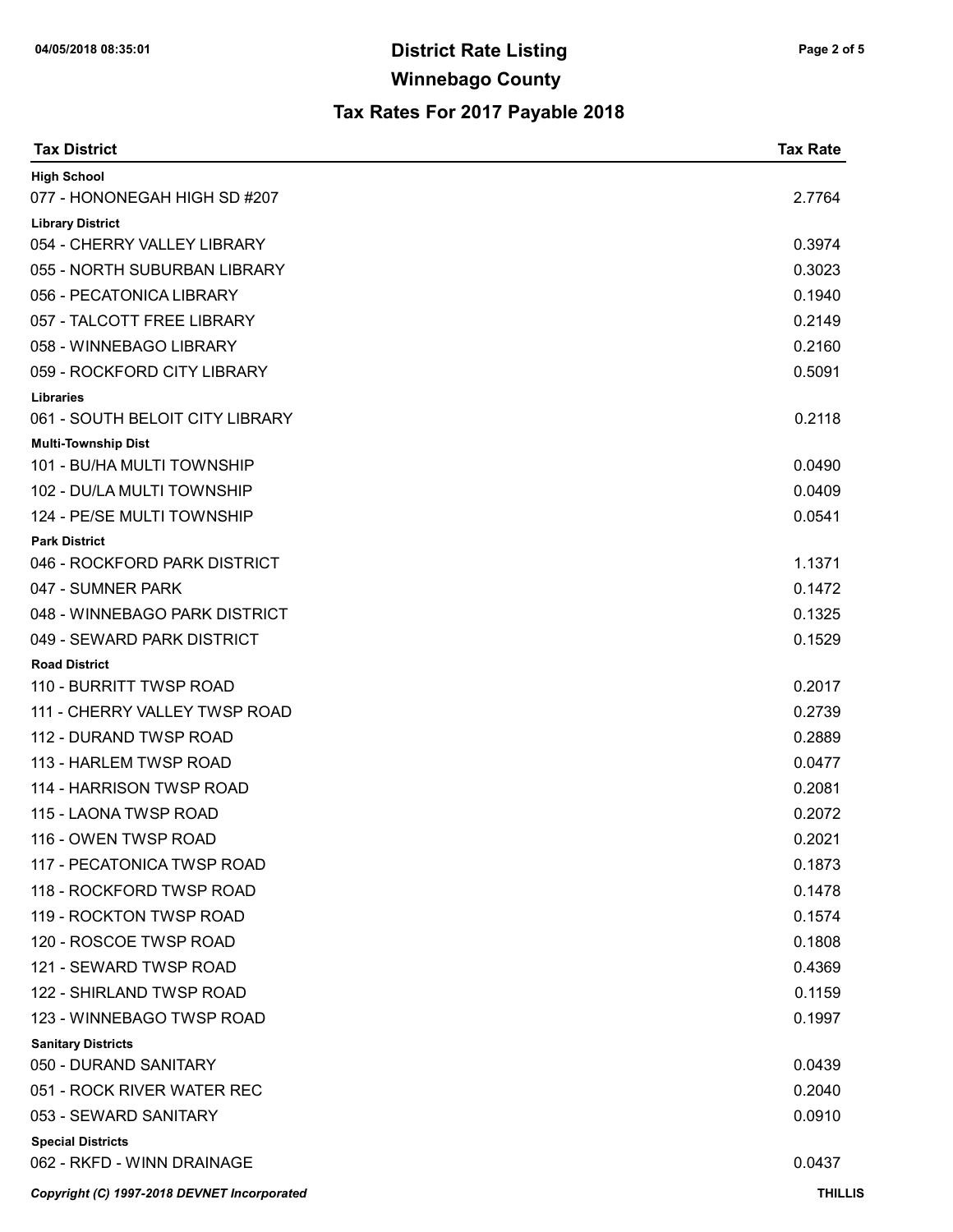# District Rate Listing

## Winnebago County

### Tax Rates For 2017 Payable 2018

| Tax District | Tax Rate |
|---|---|
| **High School** | |
| 077 - HONONEGAH HIGH SD #207 | 2.7764 |
| **Library District** | |
| 054 - CHERRY VALLEY LIBRARY | 0.3974 |
| 055 - NORTH SUBURBAN LIBRARY | 0.3023 |
| 056 - PECATONICA LIBRARY | 0.1940 |
| 057 - TALCOTT FREE LIBRARY | 0.2149 |
| 058 - WINNEBAGO LIBRARY | 0.2160 |
| 059 - ROCKFORD CITY LIBRARY | 0.5091 |
| **Libraries** | |
| 061 - SOUTH BELOIT CITY LIBRARY | 0.2118 |
| **Multi-Township Dist** | |
| 101 - BU/HA MULTI TOWNSHIP | 0.0490 |
| 102 - DU/LA MULTI TOWNSHIP | 0.0409 |
| 124 - PE/SE MULTI TOWNSHIP | 0.0541 |
| **Park District** | |
| 046 - ROCKFORD PARK DISTRICT | 1.1371 |
| 047 - SUMNER PARK | 0.1472 |
| 048 - WINNEBAGO PARK DISTRICT | 0.1325 |
| 049 - SEWARD PARK DISTRICT | 0.1529 |
| **Road District** | |
| 110 - BURRITT TWSP ROAD | 0.2017 |
| 111 - CHERRY VALLEY TWSP ROAD | 0.2739 |
| 112 - DURAND TWSP ROAD | 0.2889 |
| 113 - HARLEM TWSP ROAD | 0.0477 |
| 114 - HARRISON TWSP ROAD | 0.2081 |
| 115 - LAONA TWSP ROAD | 0.2072 |
| 116 - OWEN TWSP ROAD | 0.2021 |
| 117 - PECATONICA TWSP ROAD | 0.1873 |
| 118 - ROCKFORD TWSP ROAD | 0.1478 |
| 119 - ROCKTON TWSP ROAD | 0.1574 |
| 120 - ROSCOE TWSP ROAD | 0.1808 |
| 121 - SEWARD TWSP ROAD | 0.4369 |
| 122 - SHIRLAND TWSP ROAD | 0.1159 |
| 123 - WINNEBAGO TWSP ROAD | 0.1997 |
| **Sanitary Districts** | |
| 050 - DURAND SANITARY | 0.0439 |
| 051 - ROCK RIVER WATER REC | 0.2040 |
| 053 - SEWARD SANITARY | 0.0910 |
| **Special Districts** | |
| 062 - RKFD - WINN DRAINAGE | 0.0437 |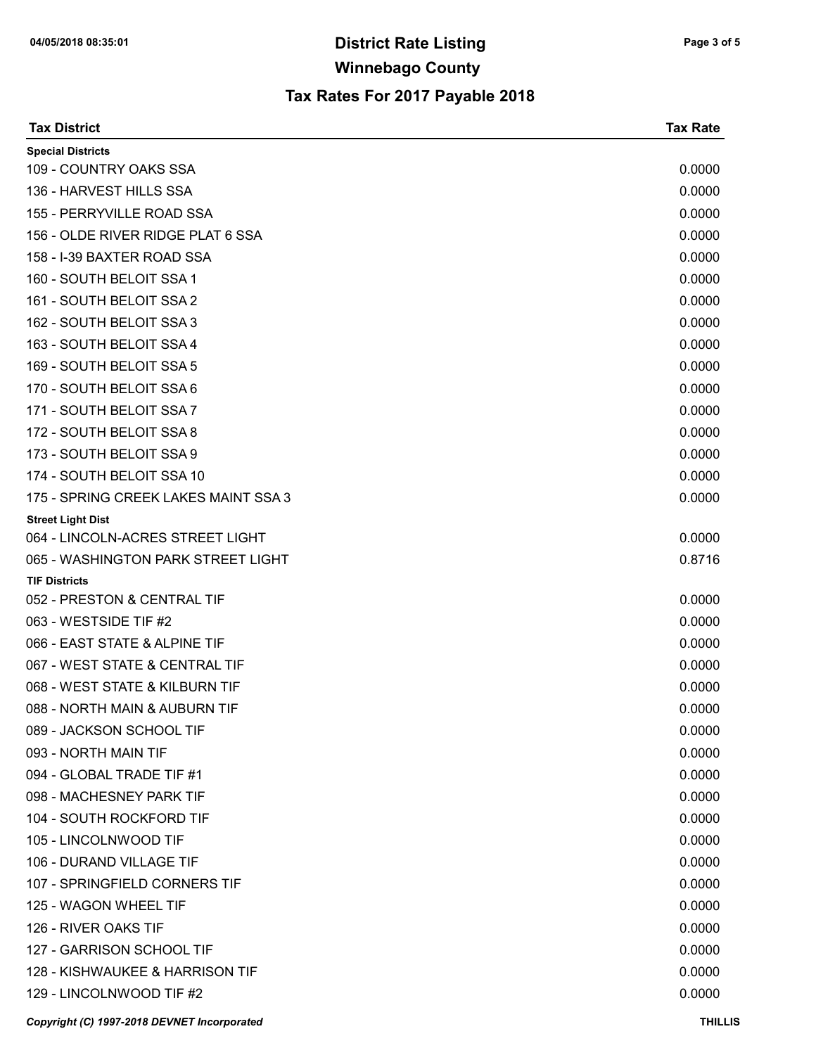# District Rate Listing

## Winnebago County

### Tax Rates For 2017 Payable 2018

| Tax District | Tax Rate |
|---|---|
| **Special Districts** | |
| 109 - COUNTRY OAKS SSA | 0.0000 |
| 136 - HARVEST HILLS SSA | 0.0000 |
| 155 - PERRYVILLE ROAD SSA | 0.0000 |
| 156 - OLDE RIVER RIDGE PLAT 6 SSA | 0.0000 |
| 158 - I-39 BAXTER ROAD SSA | 0.0000 |
| 160 - SOUTH BELOIT SSA 1 | 0.0000 |
| 161 - SOUTH BELOIT SSA 2 | 0.0000 |
| 162 - SOUTH BELOIT SSA 3 | 0.0000 |
| 163 - SOUTH BELOIT SSA 4 | 0.0000 |
| 169 - SOUTH BELOIT SSA 5 | 0.0000 |
| 170 - SOUTH BELOIT SSA 6 | 0.0000 |
| 171 - SOUTH BELOIT SSA 7 | 0.0000 |
| 172 - SOUTH BELOIT SSA 8 | 0.0000 |
| 173 - SOUTH BELOIT SSA 9 | 0.0000 |
| 174 - SOUTH BELOIT SSA 10 | 0.0000 |
| 175 - SPRING CREEK LAKES MAINT SSA 3 | 0.0000 |
| **Street Light Dist** | |
| 064 - LINCOLN-ACRES STREET LIGHT | 0.0000 |
| 065 - WASHINGTON PARK STREET LIGHT | 0.8716 |
| **TIF Districts** | |
| 052 - PRESTON & CENTRAL TIF | 0.0000 |
| 063 - WESTSIDE TIF #2 | 0.0000 |
| 066 - EAST STATE & ALPINE TIF | 0.0000 |
| 067 - WEST STATE & CENTRAL TIF | 0.0000 |
| 068 - WEST STATE & KILBURN TIF | 0.0000 |
| 088 - NORTH MAIN & AUBURN TIF | 0.0000 |
| 089 - JACKSON SCHOOL TIF | 0.0000 |
| 093 - NORTH MAIN TIF | 0.0000 |
| 094 - GLOBAL TRADE TIF #1 | 0.0000 |
| 098 - MACHESNEY PARK TIF | 0.0000 |
| 104 - SOUTH ROCKFORD TIF | 0.0000 |
| 105 - LINCOLNWOOD TIF | 0.0000 |
| 106 - DURAND VILLAGE TIF | 0.0000 |
| 107 - SPRINGFIELD CORNERS TIF | 0.0000 |
| 125 - WAGON WHEEL TIF | 0.0000 |
| 126 - RIVER OAKS TIF | 0.0000 |
| 127 - GARRISON SCHOOL TIF | 0.0000 |
| 128 - KISHWAUKEE & HARRISON TIF | 0.0000 |
| 129 - LINCOLNWOOD TIF #2 | 0.0000 |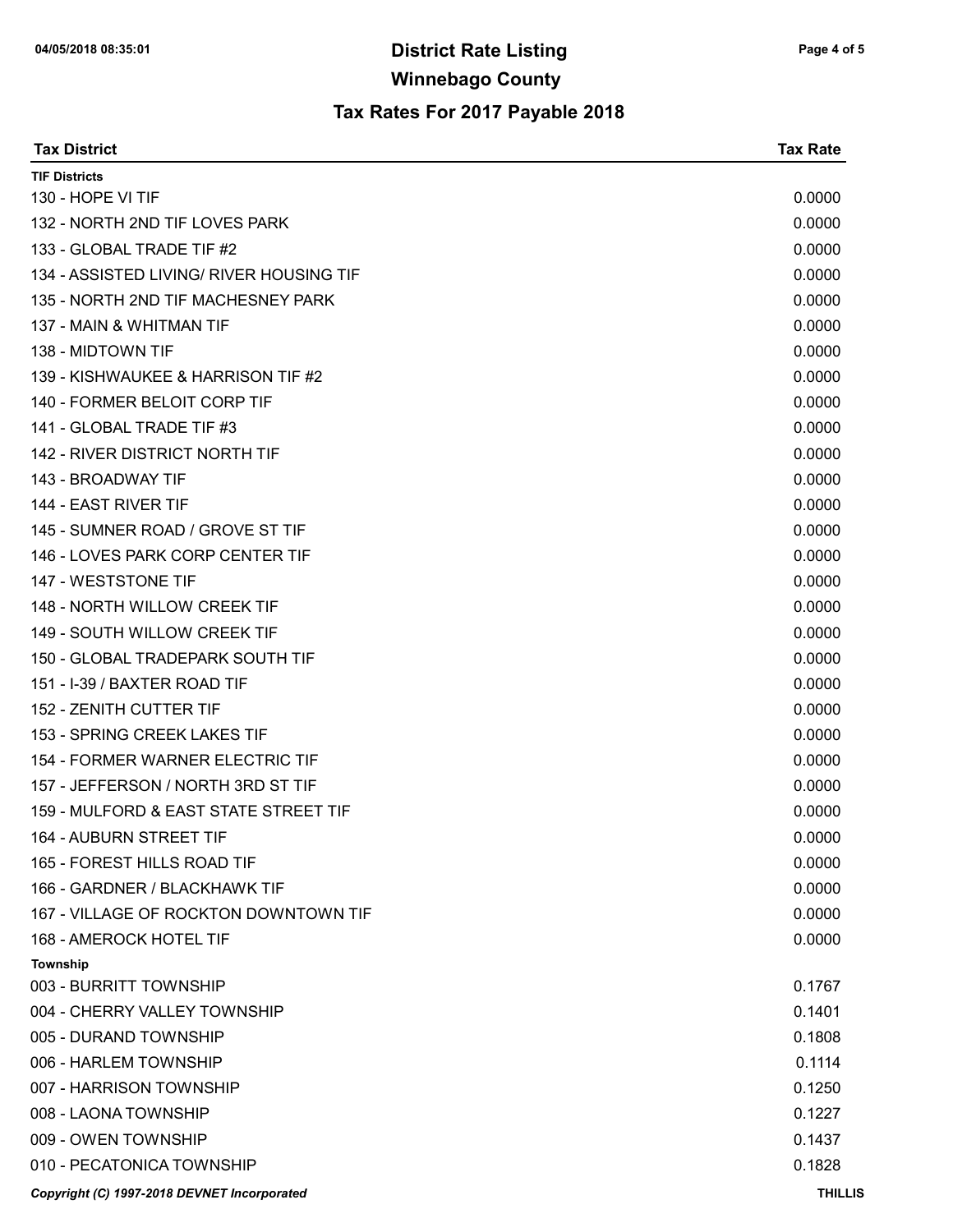# District Rate Listing

## Winnebago County

### Tax Rates For 2017 Payable 2018

| Tax District | Tax Rate |
|---|---|
| **TIF Districts** | |
| 130 - HOPE VI TIF | 0.0000 |
| 132 - NORTH 2ND TIF LOVES PARK | 0.0000 |
| 133 - GLOBAL TRADE TIF #2 | 0.0000 |
| 134 - ASSISTED LIVING/ RIVER HOUSING TIF | 0.0000 |
| 135 - NORTH 2ND TIF MACHESNEY PARK | 0.0000 |
| 137 - MAIN & WHITMAN TIF | 0.0000 |
| 138 - MIDTOWN TIF | 0.0000 |
| 139 - KISHWAUKEE & HARRISON TIF #2 | 0.0000 |
| 140 - FORMER BELOIT CORP TIF | 0.0000 |
| 141 - GLOBAL TRADE TIF #3 | 0.0000 |
| 142 - RIVER DISTRICT NORTH TIF | 0.0000 |
| 143 - BROADWAY TIF | 0.0000 |
| 144 - EAST RIVER TIF | 0.0000 |
| 145 - SUMNER ROAD / GROVE ST TIF | 0.0000 |
| 146 - LOVES PARK CORP CENTER TIF | 0.0000 |
| 147 - WESTSTONE TIF | 0.0000 |
| 148 - NORTH WILLOW CREEK TIF | 0.0000 |
| 149 - SOUTH WILLOW CREEK TIF | 0.0000 |
| 150 - GLOBAL TRADEPARK SOUTH TIF | 0.0000 |
| 151 - I-39 / BAXTER ROAD TIF | 0.0000 |
| 152 - ZENITH CUTTER TIF | 0.0000 |
| 153 - SPRING CREEK LAKES TIF | 0.0000 |
| 154 - FORMER WARNER ELECTRIC TIF | 0.0000 |
| 157 - JEFFERSON / NORTH 3RD ST TIF | 0.0000 |
| 159 - MULFORD & EAST STATE STREET TIF | 0.0000 |
| 164 - AUBURN STREET TIF | 0.0000 |
| 165 - FOREST HILLS ROAD TIF | 0.0000 |
| 166 - GARDNER / BLACKHAWK TIF | 0.0000 |
| 167 - VILLAGE OF ROCKTON DOWNTOWN TIF | 0.0000 |
| 168 - AMEROCK HOTEL TIF | 0.0000 |
| **Township** | |
| 003 - BURRITT TOWNSHIP | 0.1767 |
| 004 - CHERRY VALLEY TOWNSHIP | 0.1401 |
| 005 - DURAND TOWNSHIP | 0.1808 |
| 006 - HARLEM TOWNSHIP | 0.1114 |
| 007 - HARRISON TOWNSHIP | 0.1250 |
| 008 - LAONA TOWNSHIP | 0.1227 |
| 009 - OWEN TOWNSHIP | 0.1437 |
| 010 - PECATONICA TOWNSHIP | 0.1828 |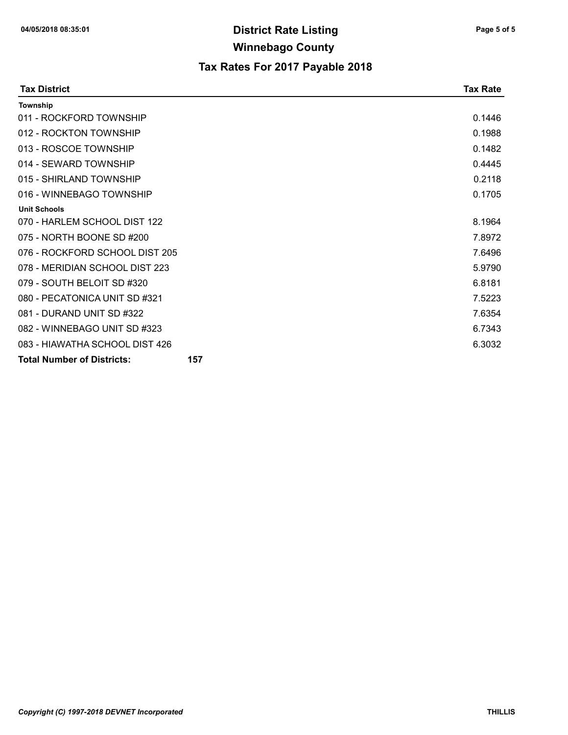# District Rate Listing

## Winnebago County

### Tax Rates For 2017 Payable 2018

| Tax District | Tax Rate |
|---|---|
| **Township** | |
| 011 - ROCKFORD TOWNSHIP | 0.1446 |
| 012 - ROCKTON TOWNSHIP | 0.1988 |
| 013 - ROSCOE TOWNSHIP | 0.1482 |
| 014 - SEWARD TOWNSHIP | 0.4445 |
| 015 - SHIRLAND TOWNSHIP | 0.2118 |
| 016 - WINNEBAGO TOWNSHIP | 0.1705 |
| **Unit Schools** | |
| 070 - HARLEM SCHOOL DIST 122 | 8.1964 |
| 075 - NORTH BOONE SD #200 | 7.8972 |
| 076 - ROCKFORD SCHOOL DIST 205 | 7.6496 |
| 078 - MERIDIAN SCHOOL DIST 223 | 5.9790 |
| 079 - SOUTH BELOIT SD #320 | 6.8181 |
| 080 - PECATONICA UNIT SD #321 | 7.5223 |
| 081 - DURAND UNIT SD #322 | 7.6354 |
| 082 - WINNEBAGO UNIT SD #323 | 6.7343 |
| 083 - HIAWATHA SCHOOL DIST 426 | 6.3032 |

**Total Number of Districts:** **157**